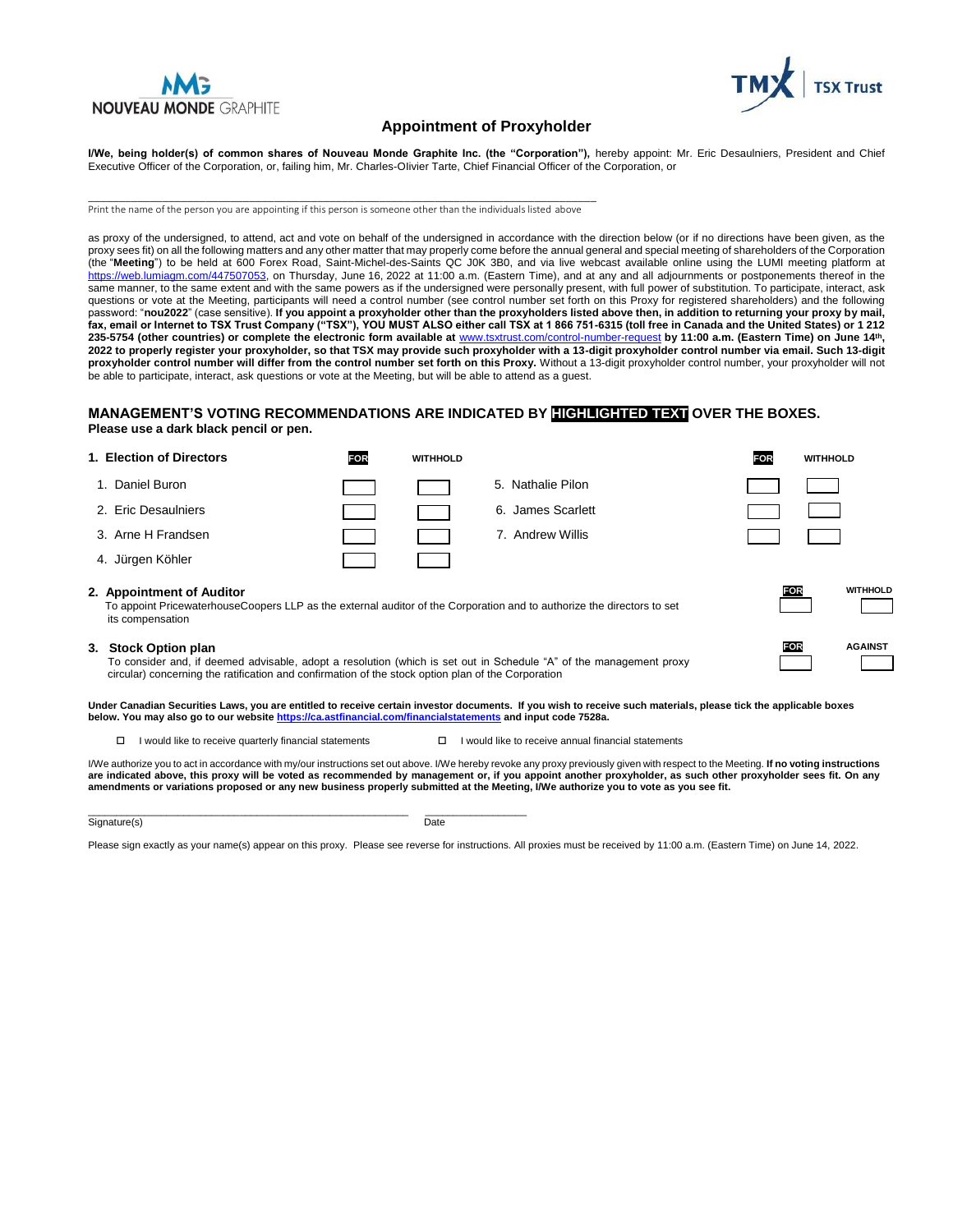NOUVEAU MONDE GRAPHITE

TSX Trust

## Appointment of Proxyholder

**I/We, being holder(s) of common shares of Nouveau Monde Graphite Inc. (the "Corporation"),** hereby appoint: Mr. Eric Desaulniers, President and Chief Executive Officer of the Corporation, or, failing him, Mr. Charles-Olivier Tarte, Chief Financial Officer of the Corporation, or

______________________________________________________________________________

Print the name of the person you are appointing if this person is someone other than the individuals listed above

as proxy of the undersigned, to attend, act and vote on behalf of the undersigned in accordance with the direction below (or if no directions have been given, as the proxy sees fit) on all the following matters and any other matter that may properly come before the annual general and special meeting of shareholders of the Corporation (the "**Meeting**") to be held at 600 Forex Road, Saint-Michel-des-Saints QC J0K 3B0, and via live webcast available online using the LUMI meeting platform at https://web.lumiagm.com/447507053, on Thursday, June 16, 2022 at 11:00 a.m. (Eastern Time), and at any and all adjournments or postponements thereof in the same manner, to the same extent and with the same powers as if the undersigned were personally present, with full power of substitution. To participate, interact, ask questions or vote at the Meeting, participants will need a control number (see control number set forth on this Proxy for registered shareholders) and the following password: "**nou2022**" (case sensitive). **If you appoint a proxyholder other than the proxyholders listed above then, in addition to returning your proxy by mail, fax, email or Internet to TSX Trust Company ("TSX"), YOU MUST ALSO either call TSX at 1 866 751-6315 (toll free in Canada and the United States) or 1 212 235-5754 (other countries) or complete the electronic form available at** www.tsxtrust.com/control-number-request **by 11:00 a.m. (Eastern Time) on June 14th, 2022 to properly register your proxyholder, so that TSX may provide such proxyholder with a 13-digit proxyholder control number via email. Such 13-digit proxyholder control number will differ from the control number set forth on this Proxy.** Without a 13-digit proxyholder control number, your proxyholder will not be able to participate, interact, ask questions or vote at the Meeting, but will be able to attend as a guest.

### MANAGEMENT'S VOTING RECOMMENDATIONS ARE INDICATED BY HIGHLIGHTED TEXT OVER THE BOXES.

**Please use a dark black pencil or pen.**

**1. Election of Directors**

| | FOR | WITHHOLD | | FOR | WITHHOLD |
|---|---|---|---|---|---|
| 1. Daniel Buron | ☐ | ☐ | 5. Nathalie Pilon | ☐ | ☐ |
| 2. Eric Desaulniers | ☐ | ☐ | 6. James Scarlett | ☐ | ☐ |
| 3. Arne H Frandsen | ☐ | ☐ | 7. Andrew Willis | ☐ | ☐ |
| 4. Jürgen Köhler | ☐ | ☐ | | | |

**2. Appointment of Auditor** — FOR ☐ WITHHOLD ☐

To appoint PricewaterhouseCoopers LLP as the external auditor of the Corporation and to authorize the directors to set its compensation

**3. Stock Option plan** — FOR ☐ AGAINST ☐

To consider and, if deemed advisable, adopt a resolution (which is set out in Schedule "A" of the management proxy circular) concerning the ratification and confirmation of the stock option plan of the Corporation

**Under Canadian Securities Laws, you are entitled to receive certain investor documents. If you wish to receive such materials, please tick the applicable boxes below. You may also go to our website https://ca.astfinancial.com/financialstatements and input code 7528a.**

- ☐ I would like to receive quarterly financial statements
- ☐ I would like to receive annual financial statements

I/We authorize you to act in accordance with my/our instructions set out above. I/We hereby revoke any proxy previously given with respect to the Meeting. **If no voting instructions are indicated above, this proxy will be voted as recommended by management or, if you appoint another proxyholder, as such other proxyholder sees fit. On any amendments or variations proposed or any new business properly submitted at the Meeting, I/We authorize you to vote as you see fit.**

______________________________________________ ________________

Signature(s) Date

Please sign exactly as your name(s) appear on this proxy. Please see reverse for instructions. All proxies must be received by 11:00 a.m. (Eastern Time) on June 14, 2022.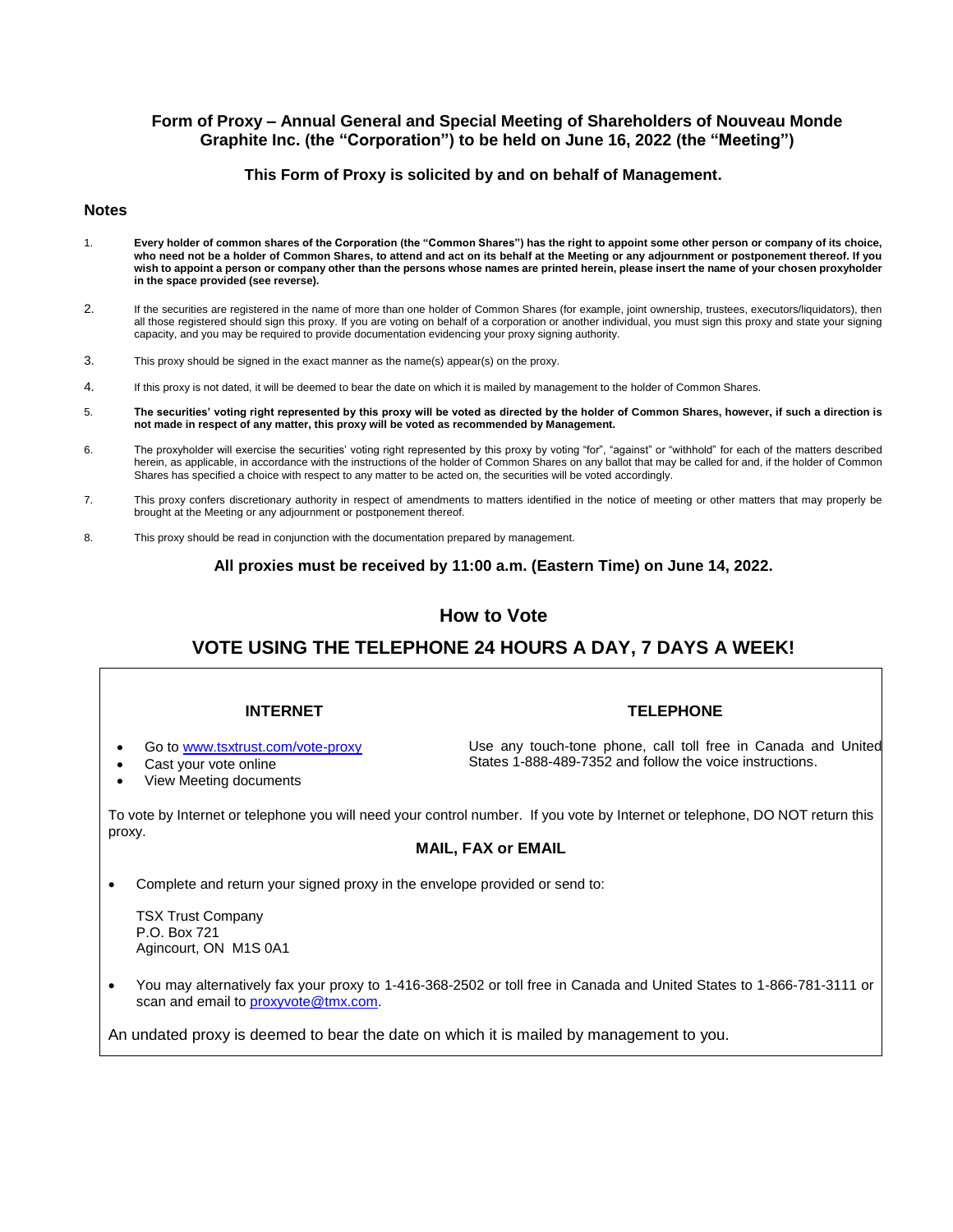**Form of Proxy – Annual General and Special Meeting of Shareholders of Nouveau Monde Graphite Inc. (the "Corporation") to be held on June 16, 2022 (the "Meeting")**

**This Form of Proxy is solicited by and on behalf of Management.**

## Notes

1. **Every holder of common shares of the Corporation (the "Common Shares") has the right to appoint some other person or company of its choice, who need not be a holder of Common Shares, to attend and act on its behalf at the Meeting or any adjournment or postponement thereof. If you wish to appoint a person or company other than the persons whose names are printed herein, please insert the name of your chosen proxyholder in the space provided (see reverse).**
2. If the securities are registered in the name of more than one holder of Common Shares (for example, joint ownership, trustees, executors/liquidators), then all those registered should sign this proxy. If you are voting on behalf of a corporation or another individual, you must sign this proxy and state your signing capacity, and you may be required to provide documentation evidencing your proxy signing authority.
3. This proxy should be signed in the exact manner as the name(s) appear(s) on the proxy.
4. If this proxy is not dated, it will be deemed to bear the date on which it is mailed by management to the holder of Common Shares.
5. **The securities' voting right represented by this proxy will be voted as directed by the holder of Common Shares, however, if such a direction is not made in respect of any matter, this proxy will be voted as recommended by Management.**
6. The proxyholder will exercise the securities' voting right represented by this proxy by voting "for", "against" or "withhold" for each of the matters described herein, as applicable, in accordance with the instructions of the holder of Common Shares on any ballot that may be called for and, if the holder of Common Shares has specified a choice with respect to any matter to be acted on, the securities will be voted accordingly.
7. This proxy confers discretionary authority in respect of amendments to matters identified in the notice of meeting or other matters that may properly be brought at the Meeting or any adjournment or postponement thereof.
8. This proxy should be read in conjunction with the documentation prepared by management.

**All proxies must be received by 11:00 a.m. (Eastern Time) on June 14, 2022.**

## How to Vote

## VOTE USING THE TELEPHONE 24 HOURS A DAY, 7 DAYS A WEEK!

**INTERNET**

- Go to www.tsxtrust.com/vote-proxy
- Cast your vote online
- View Meeting documents

**TELEPHONE**

Use any touch-tone phone, call toll free in Canada and United States 1-888-489-7352 and follow the voice instructions.

To vote by Internet or telephone you will need your control number. If you vote by Internet or telephone, DO NOT return this proxy.

**MAIL, FAX or EMAIL**

- Complete and return your signed proxy in the envelope provided or send to:

  TSX Trust Company
  P.O. Box 721
  Agincourt, ON M1S 0A1

- You may alternatively fax your proxy to 1-416-368-2502 or toll free in Canada and United States to 1-866-781-3111 or scan and email to proxyvote@tmx.com.

An undated proxy is deemed to bear the date on which it is mailed by management to you.